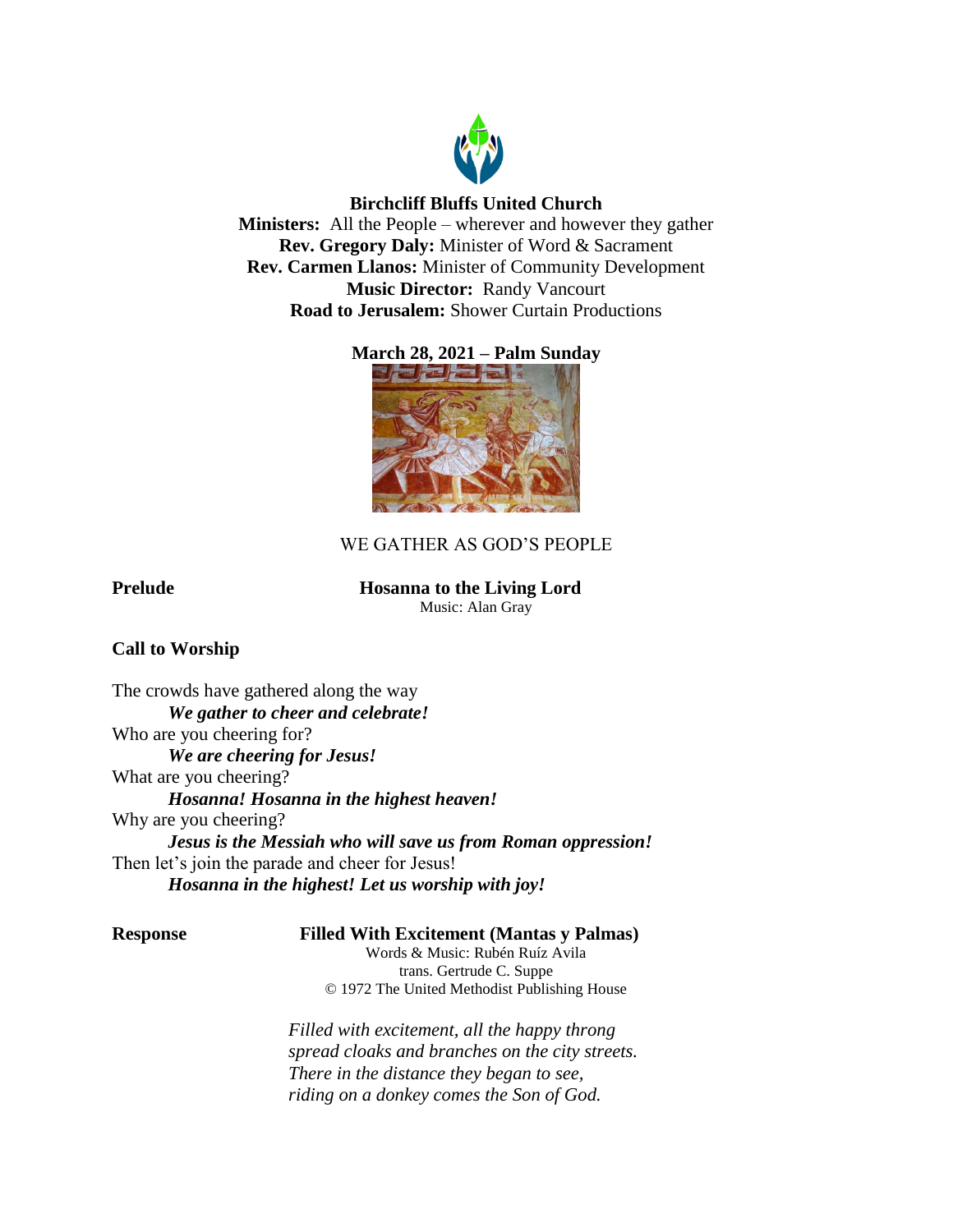**Birchcliff Bluffs United Church**
**Ministers:** All the People – wherever and however they gather
**Rev. Gregory Daly:** Minister of Word & Sacrament
**Rev. Carmen Llanos:** Minister of Community Development
**Music Director:** Randy Vancourt
**Road to Jerusalem:** Shower Curtain Productions

**March 28, 2021 – Palm Sunday**

WE GATHER AS GOD'S PEOPLE

**Prelude** **Hosanna to the Living Lord**
Music: Alan Gray

**Call to Worship**

The crowds have gathered along the way
***We gather to cheer and celebrate!***
Who are you cheering for?
***We are cheering for Jesus!***
What are you cheering?
***Hosanna! Hosanna in the highest heaven!***
Why are you cheering?
***Jesus is the Messiah who will save us from Roman oppression!***
Then let's join the parade and cheer for Jesus!
***Hosanna in the highest! Let us worship with joy!***

**Response** **Filled With Excitement (Mantas y Palmas)**
Words & Music: Rubén Ruíz Avila
trans. Gertrude C. Suppe
© 1972 The United Methodist Publishing House

*Filled with excitement, all the happy throng*
*spread cloaks and branches on the city streets.*
*There in the distance they began to see,*
*riding on a donkey comes the Son of God.*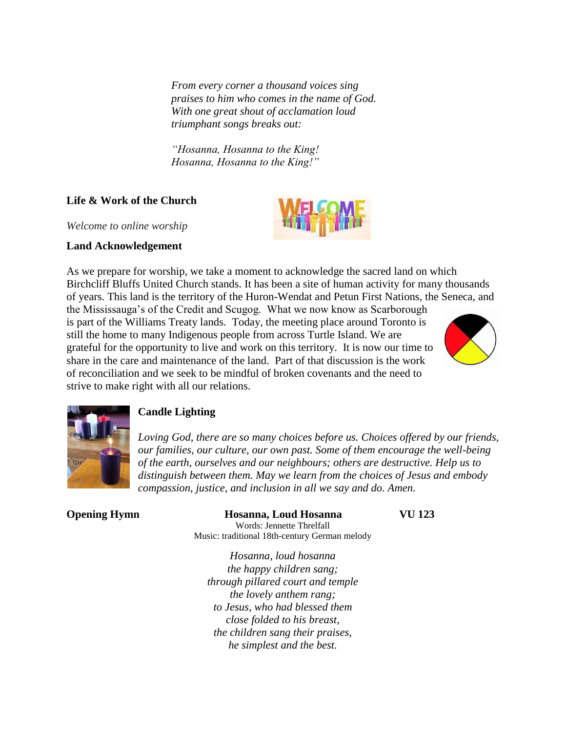*From every corner a thousand voices sing*
*praises to him who comes in the name of God.*
*With one great shout of acclamation loud*
*triumphant songs breaks out:*

*"Hosanna, Hosanna to the King!*
*Hosanna, Hosanna to the King!"*

**Life & Work of the Church**

*Welcome to online worship*

**Land Acknowledgement**

As we prepare for worship, we take a moment to acknowledge the sacred land on which Birchcliff Bluffs United Church stands. It has been a site of human activity for many thousands of years. This land is the territory of the Huron-Wendat and Petun First Nations, the Seneca, and the Mississauga's of the Credit and Scugog. What we now know as Scarborough is part of the Williams Treaty lands. Today, the meeting place around Toronto is still the home to many Indigenous people from across Turtle Island. We are grateful for the opportunity to live and work on this territory. It is now our time to share in the care and maintenance of the land. Part of that discussion is the work of reconciliation and we seek to be mindful of broken covenants and the need to strive to make right with all our relations.

**Candle Lighting**

*Loving God, there are so many choices before us. Choices offered by our friends, our families, our culture, our own past. Some of them encourage the well-being of the earth, ourselves and our neighbours; others are destructive. Help us to distinguish between them. May we learn from the choices of Jesus and embody compassion, justice, and inclusion in all we say and do. Amen.*

**Opening Hymn** **Hosanna, Loud Hosanna** **VU 123**

Words: Jennette Threlfall
Music: traditional 18th-century German melody

*Hosanna, loud hosanna*
*the happy children sang;*
*through pillared court and temple*
*the lovely anthem rang;*
*to Jesus, who had blessed them*
*close folded to his breast,*
*the children sang their praises,*
*he simplest and the best.*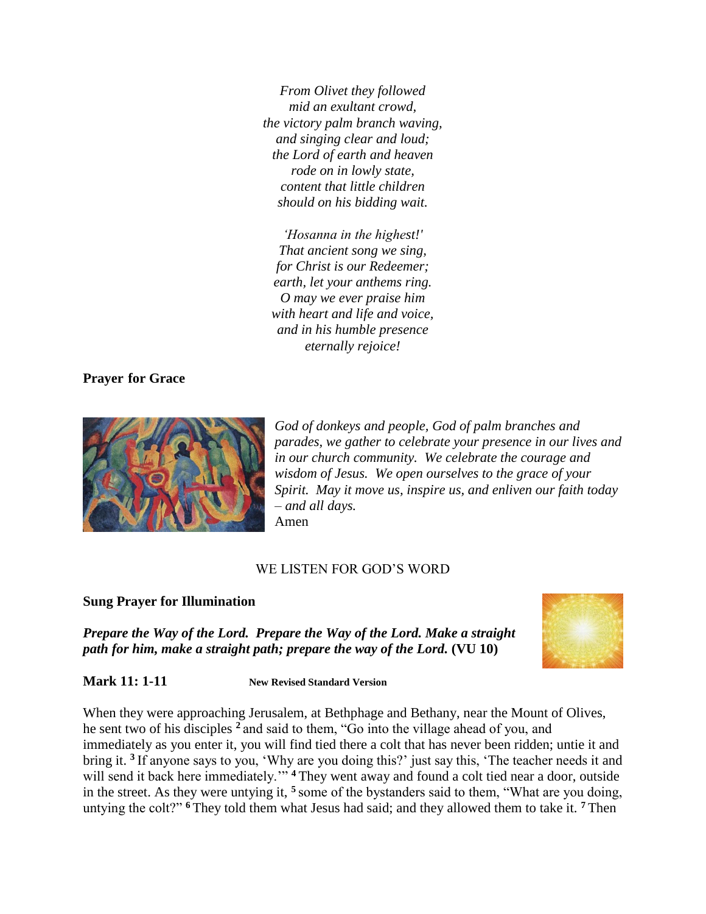*From Olivet they followed*
*mid an exultant crowd,*
*the victory palm branch waving,*
*and singing clear and loud;*
*the Lord of earth and heaven*
*rode on in lowly state,*
*content that little children*
*should on his bidding wait.*

*'Hosanna in the highest!'*
*That ancient song we sing,*
*for Christ is our Redeemer;*
*earth, let your anthems ring.*
*O may we ever praise him*
*with heart and life and voice,*
*and in his humble presence*
*eternally rejoice!*

**Prayer for Grace**

*God of donkeys and people, God of palm branches and parades, we gather to celebrate your presence in our lives and in our church community. We celebrate the courage and wisdom of Jesus. We open ourselves to the grace of your Spirit. May it move us, inspire us, and enliven our faith today – and all days.*
Amen

WE LISTEN FOR GOD'S WORD

**Sung Prayer for Illumination**

***Prepare the Way of the Lord. Prepare the Way of the Lord. Make a straight path for him, make a straight path; prepare the way of the Lord.*** **(VU 10)**

**Mark 11: 1-11** **New Revised Standard Version**

When they were approaching Jerusalem, at Bethphage and Bethany, near the Mount of Olives, he sent two of his disciples [2] and said to them, "Go into the village ahead of you, and immediately as you enter it, you will find tied there a colt that has never been ridden; untie it and bring it. [3] If anyone says to you, 'Why are you doing this?' just say this, 'The teacher needs it and will send it back here immediately.'" [4] They went away and found a colt tied near a door, outside in the street. As they were untying it, [5] some of the bystanders said to them, "What are you doing, untying the colt?" [6] They told them what Jesus had said; and they allowed them to take it. [7] Then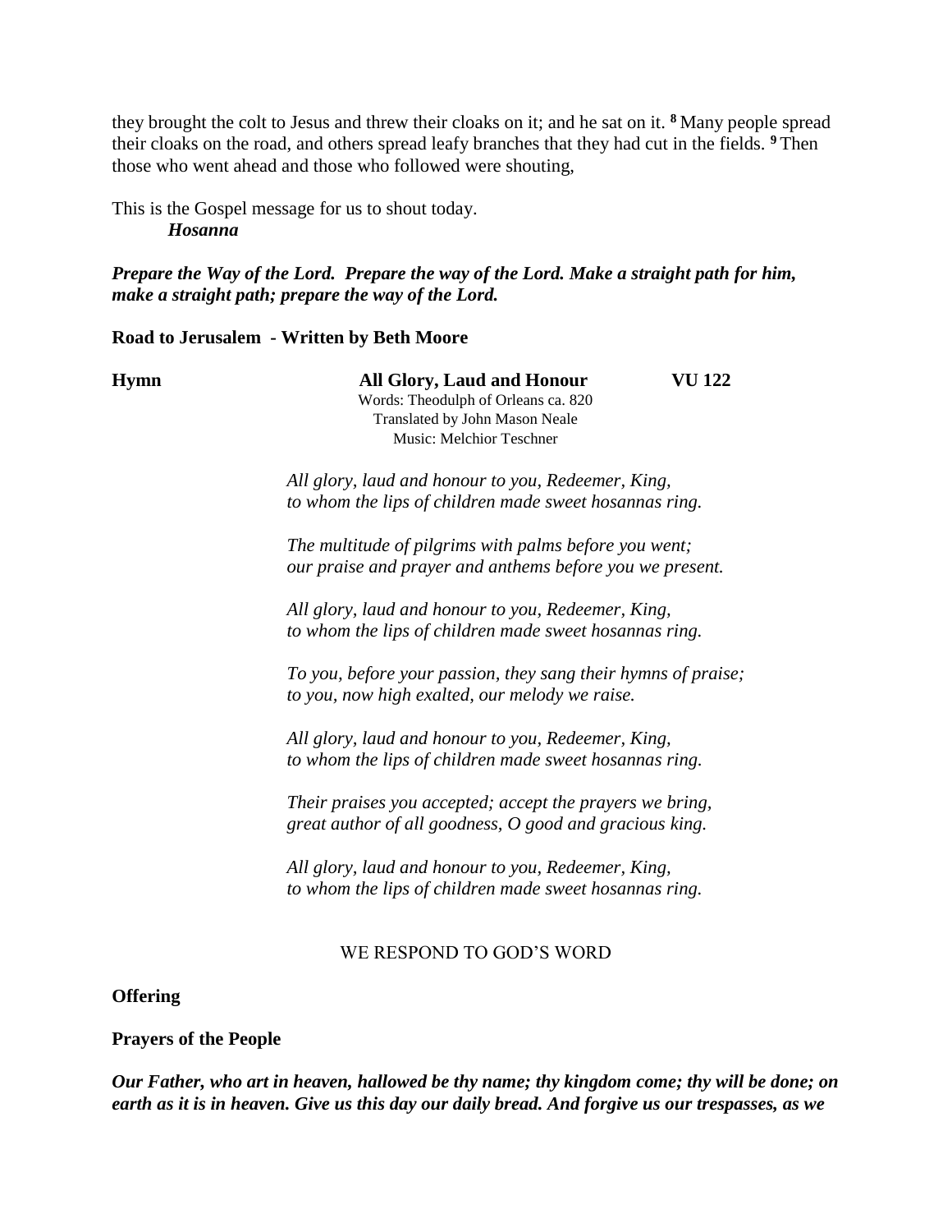they brought the colt to Jesus and threw their cloaks on it; and he sat on it. [8] Many people spread their cloaks on the road, and others spread leafy branches that they had cut in the fields. [9] Then those who went ahead and those who followed were shouting,

This is the Gospel message for us to shout today.
***Hosanna***

***Prepare the Way of the Lord. Prepare the way of the Lord. Make a straight path for him, make a straight path; prepare the way of the Lord.***

**Road to Jerusalem - Written by Beth Moore**

**Hymn** **All Glory, Laud and Honour** **VU 122**
Words: Theodulph of Orleans ca. 820
Translated by John Mason Neale
Music: Melchior Teschner

*All glory, laud and honour to you, Redeemer, King,*
*to whom the lips of children made sweet hosannas ring.*

*The multitude of pilgrims with palms before you went;*
*our praise and prayer and anthems before you we present.*

*All glory, laud and honour to you, Redeemer, King,*
*to whom the lips of children made sweet hosannas ring.*

*To you, before your passion, they sang their hymns of praise;*
*to you, now high exalted, our melody we raise.*

*All glory, laud and honour to you, Redeemer, King,*
*to whom the lips of children made sweet hosannas ring.*

*Their praises you accepted; accept the prayers we bring,*
*great author of all goodness, O good and gracious king.*

*All glory, laud and honour to you, Redeemer, King,*
*to whom the lips of children made sweet hosannas ring.*

WE RESPOND TO GOD'S WORD

**Offering**

**Prayers of the People**

***Our Father, who art in heaven, hallowed be thy name; thy kingdom come; thy will be done; on earth as it is in heaven. Give us this day our daily bread. And forgive us our trespasses, as we***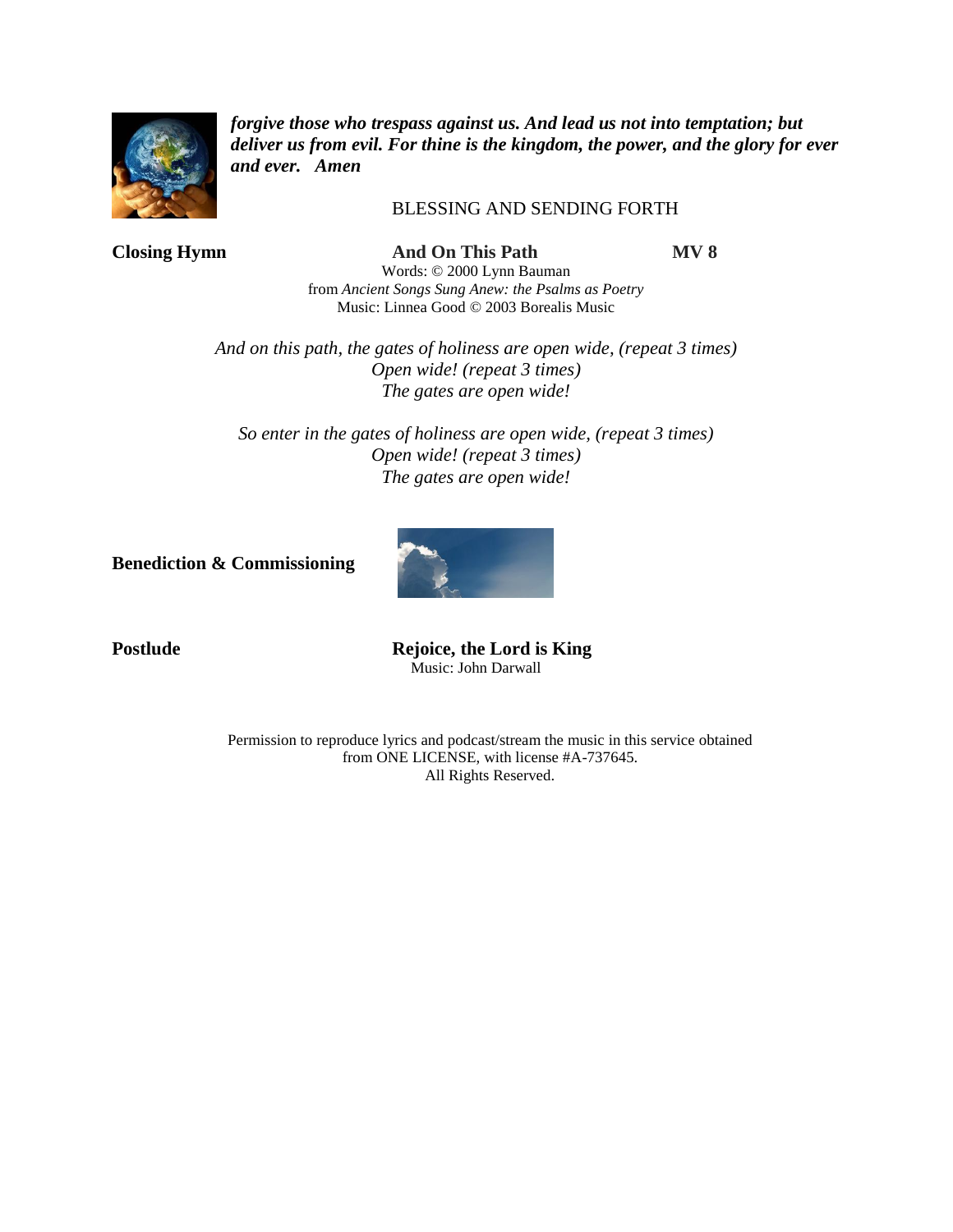***forgive those who trespass against us. And lead us not into temptation; but deliver us from evil. For thine is the kingdom, the power, and the glory for ever and ever. Amen***

BLESSING AND SENDING FORTH

**Closing Hymn** **And On This Path** **MV 8**

Words: © 2000 Lynn Bauman
from *Ancient Songs Sung Anew: the Psalms as Poetry*
Music: Linnea Good © 2003 Borealis Music

*And on this path, the gates of holiness are open wide, (repeat 3 times)*
*Open wide! (repeat 3 times)*
*The gates are open wide!*

*So enter in the gates of holiness are open wide, (repeat 3 times)*
*Open wide! (repeat 3 times)*
*The gates are open wide!*

**Benediction & Commissioning**

**Postlude** **Rejoice, the Lord is King**

Music: John Darwall

Permission to reproduce lyrics and podcast/stream the music in this service obtained from ONE LICENSE, with license #A-737645.
All Rights Reserved.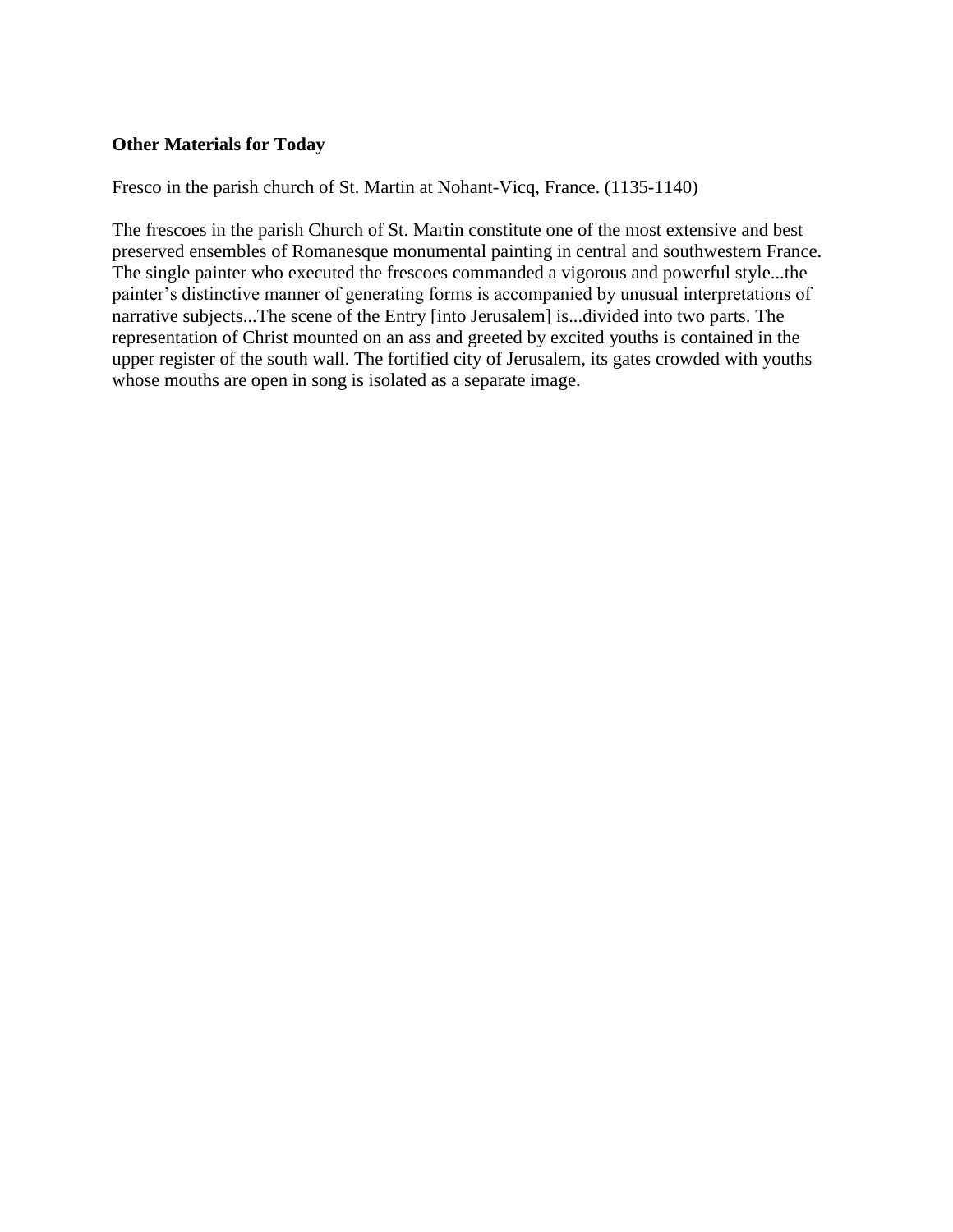**Other Materials for Today**

Fresco in the parish church of St. Martin at Nohant-Vicq, France. (1135-1140)

The frescoes in the parish Church of St. Martin constitute one of the most extensive and best preserved ensembles of Romanesque monumental painting in central and southwestern France. The single painter who executed the frescoes commanded a vigorous and powerful style...the painter's distinctive manner of generating forms is accompanied by unusual interpretations of narrative subjects...The scene of the Entry [into Jerusalem] is...divided into two parts. The representation of Christ mounted on an ass and greeted by excited youths is contained in the upper register of the south wall. The fortified city of Jerusalem, its gates crowded with youths whose mouths are open in song is isolated as a separate image.